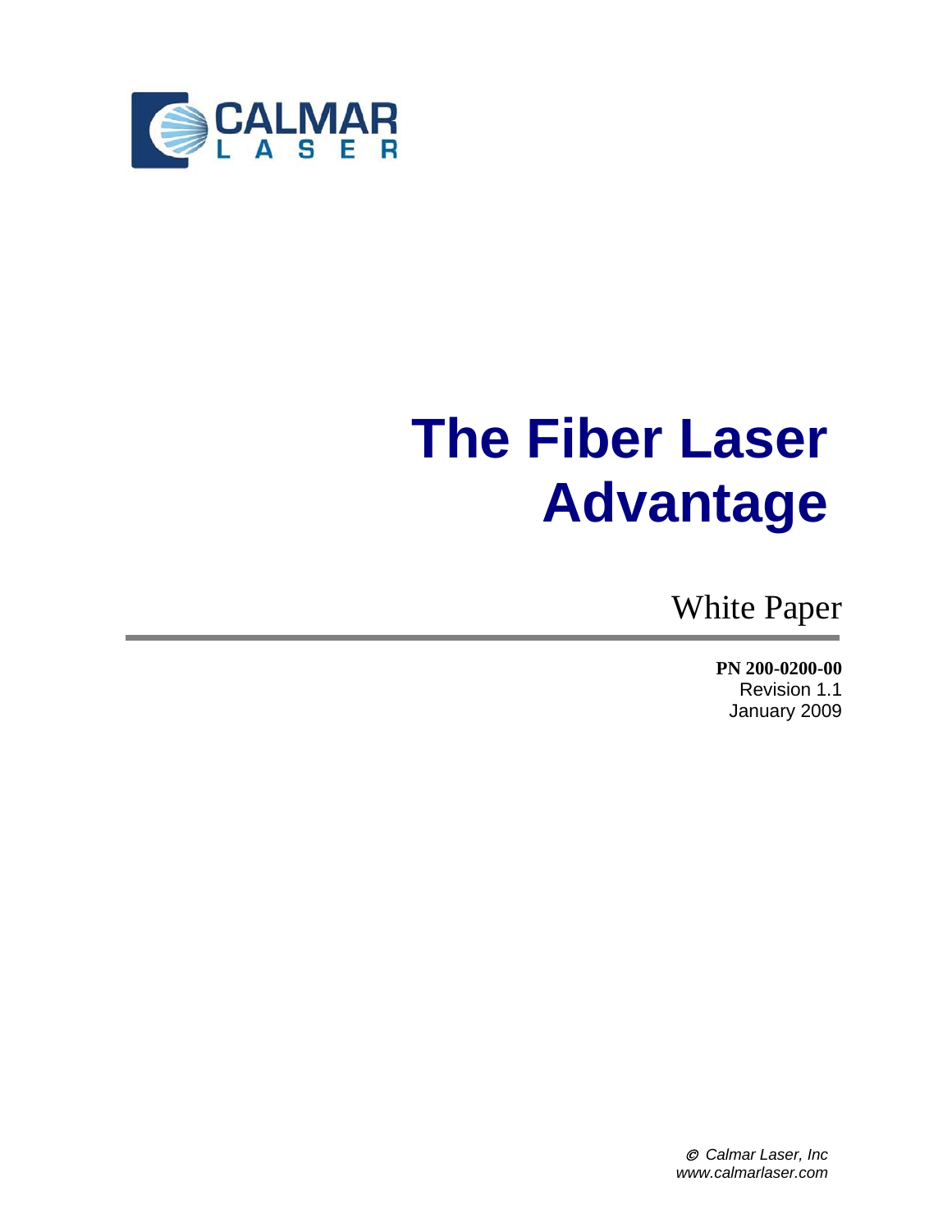CALMAR
LASER

# The Fiber Laser Advantage

White Paper

**PN 200-0200-00**
Revision 1.1
January 2009

*© Calmar Laser, Inc*
*www.calmarlaser.com*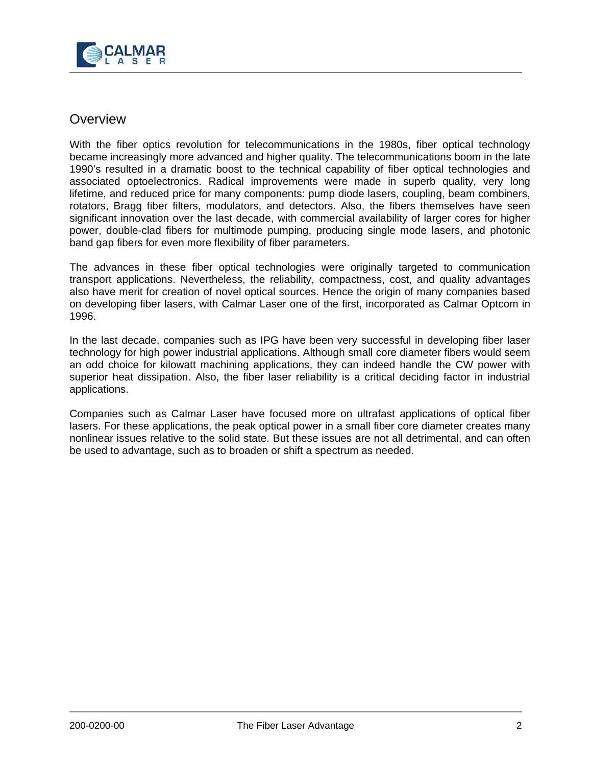## Overview

With the fiber optics revolution for telecommunications in the 1980s, fiber optical technology became increasingly more advanced and higher quality. The telecommunications boom in the late 1990's resulted in a dramatic boost to the technical capability of fiber optical technologies and associated optoelectronics. Radical improvements were made in superb quality, very long lifetime, and reduced price for many components: pump diode lasers, coupling, beam combiners, rotators, Bragg fiber filters, modulators, and detectors. Also, the fibers themselves have seen significant innovation over the last decade, with commercial availability of larger cores for higher power, double-clad fibers for multimode pumping, producing single mode lasers, and photonic band gap fibers for even more flexibility of fiber parameters.

The advances in these fiber optical technologies were originally targeted to communication transport applications. Nevertheless, the reliability, compactness, cost, and quality advantages also have merit for creation of novel optical sources. Hence the origin of many companies based on developing fiber lasers, with Calmar Laser one of the first, incorporated as Calmar Optcom in 1996.

In the last decade, companies such as IPG have been very successful in developing fiber laser technology for high power industrial applications. Although small core diameter fibers would seem an odd choice for kilowatt machining applications, they can indeed handle the CW power with superior heat dissipation. Also, the fiber laser reliability is a critical deciding factor in industrial applications.

Companies such as Calmar Laser have focused more on ultrafast applications of optical fiber lasers. For these applications, the peak optical power in a small fiber core diameter creates many nonlinear issues relative to the solid state. But these issues are not all detrimental, and can often be used to advantage, such as to broaden or shift a spectrum as needed.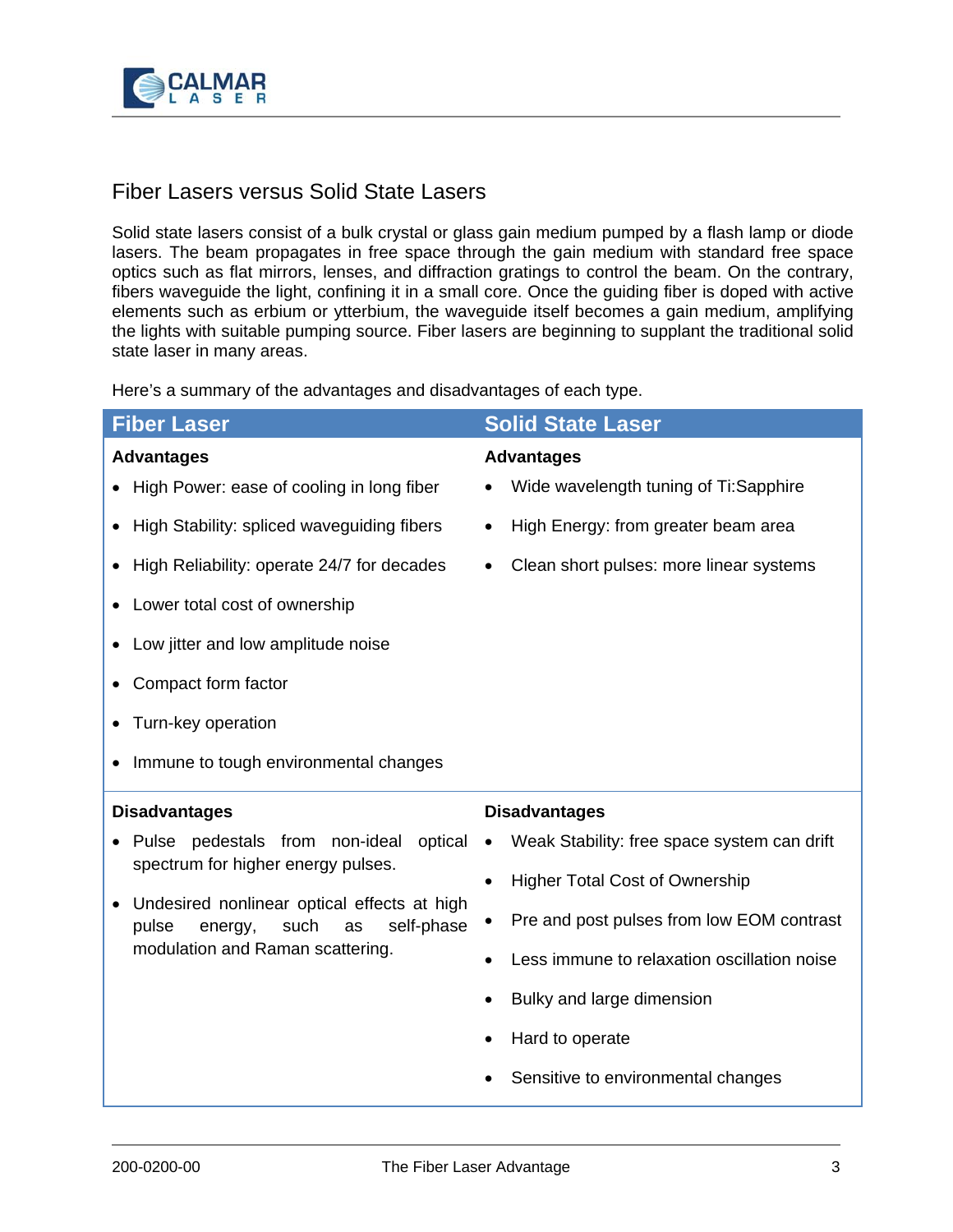## Fiber Lasers versus Solid State Lasers

Solid state lasers consist of a bulk crystal or glass gain medium pumped by a flash lamp or diode lasers. The beam propagates in free space through the gain medium with standard free space optics such as flat mirrors, lenses, and diffraction gratings to control the beam. On the contrary, fibers waveguide the light, confining it in a small core. Once the guiding fiber is doped with active elements such as erbium or ytterbium, the waveguide itself becomes a gain medium, amplifying the lights with suitable pumping source. Fiber lasers are beginning to supplant the traditional solid state laser in many areas.

Here's a summary of the advantages and disadvantages of each type.

| Fiber Laser | Solid State Laser |
| --- | --- |
| **Advantages**<br>• High Power: ease of cooling in long fiber<br>• High Stability: spliced waveguiding fibers<br>• High Reliability: operate 24/7 for decades<br>• Lower total cost of ownership<br>• Low jitter and low amplitude noise<br>• Compact form factor<br>• Turn-key operation<br>• Immune to tough environmental changes | **Advantages**<br>• Wide wavelength tuning of Ti:Sapphire<br>• High Energy: from greater beam area<br>• Clean short pulses: more linear systems |
| **Disadvantages**<br>• Pulse pedestals from non-ideal optical spectrum for higher energy pulses.<br>• Undesired nonlinear optical effects at high pulse energy, such as self-phase modulation and Raman scattering. | **Disadvantages**<br>• Weak Stability: free space system can drift<br>• Higher Total Cost of Ownership<br>• Pre and post pulses from low EOM contrast<br>• Less immune to relaxation oscillation noise<br>• Bulky and large dimension<br>• Hard to operate<br>• Sensitive to environmental changes |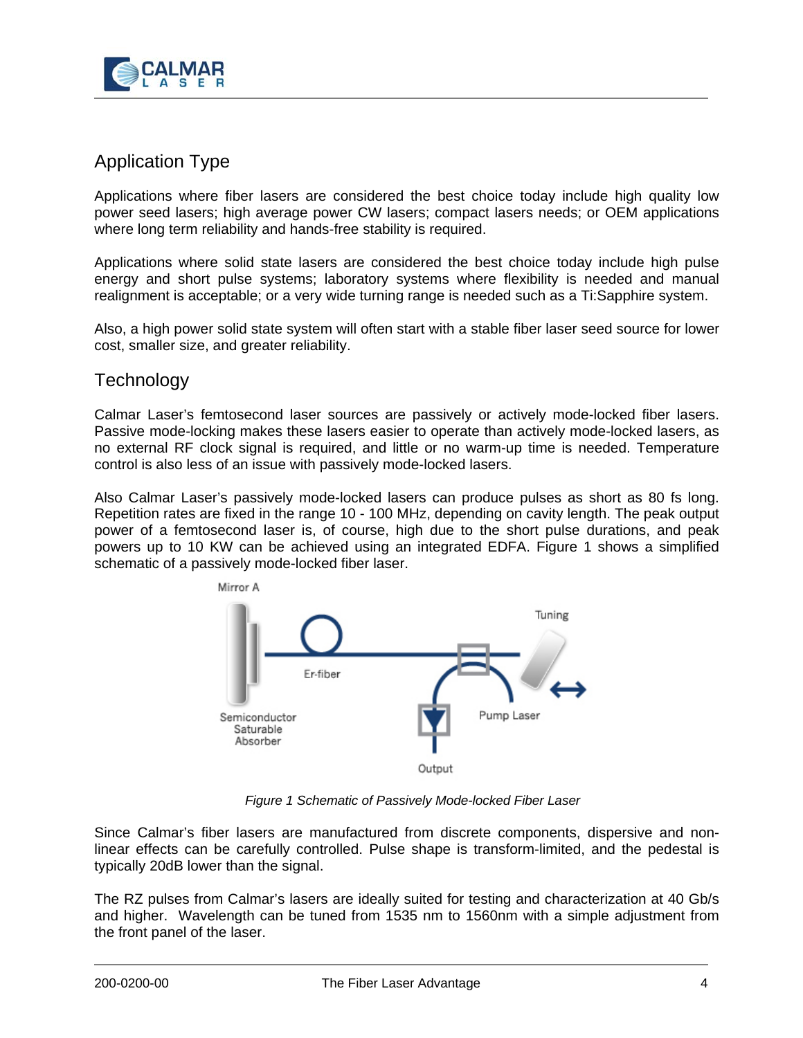## Application Type

Applications where fiber lasers are considered the best choice today include high quality low power seed lasers; high average power CW lasers; compact lasers needs; or OEM applications where long term reliability and hands-free stability is required.

Applications where solid state lasers are considered the best choice today include high pulse energy and short pulse systems; laboratory systems where flexibility is needed and manual realignment is acceptable; or a very wide turning range is needed such as a Ti:Sapphire system.

Also, a high power solid state system will often start with a stable fiber laser seed source for lower cost, smaller size, and greater reliability.

## Technology

Calmar Laser's femtosecond laser sources are passively or actively mode-locked fiber lasers. Passive mode-locking makes these lasers easier to operate than actively mode-locked lasers, as no external RF clock signal is required, and little or no warm-up time is needed. Temperature control is also less of an issue with passively mode-locked lasers.

Also Calmar Laser's passively mode-locked lasers can produce pulses as short as 80 fs long. Repetition rates are fixed in the range 10 - 100 MHz, depending on cavity length. The peak output power of a femtosecond laser is, of course, high due to the short pulse durations, and peak powers up to 10 KW can be achieved using an integrated EDFA. Figure 1 shows a simplified schematic of a passively mode-locked fiber laser.

Mirror A

Er-fiber

Tuning

Semiconductor Saturable Absorber

Pump Laser

Output

*Figure 1 Schematic of Passively Mode-locked Fiber Laser*

Since Calmar's fiber lasers are manufactured from discrete components, dispersive and non-linear effects can be carefully controlled. Pulse shape is transform-limited, and the pedestal is typically 20dB lower than the signal.

The RZ pulses from Calmar's lasers are ideally suited for testing and characterization at 40 Gb/s and higher. Wavelength can be tuned from 1535 nm to 1560nm with a simple adjustment from the front panel of the laser.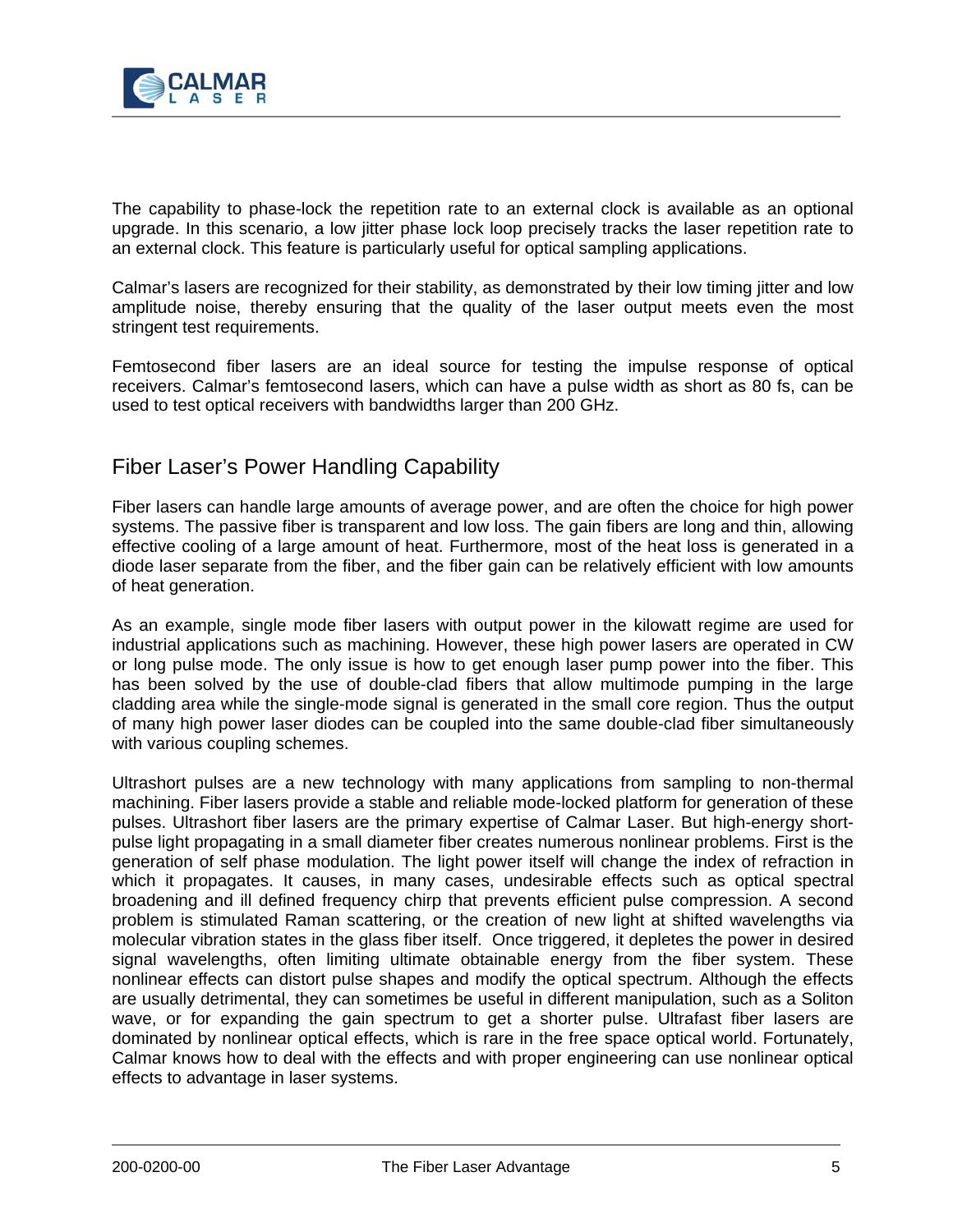The capability to phase-lock the repetition rate to an external clock is available as an optional upgrade. In this scenario, a low jitter phase lock loop precisely tracks the laser repetition rate to an external clock. This feature is particularly useful for optical sampling applications.

Calmar's lasers are recognized for their stability, as demonstrated by their low timing jitter and low amplitude noise, thereby ensuring that the quality of the laser output meets even the most stringent test requirements.

Femtosecond fiber lasers are an ideal source for testing the impulse response of optical receivers. Calmar's femtosecond lasers, which can have a pulse width as short as 80 fs, can be used to test optical receivers with bandwidths larger than 200 GHz.

## Fiber Laser's Power Handling Capability

Fiber lasers can handle large amounts of average power, and are often the choice for high power systems. The passive fiber is transparent and low loss. The gain fibers are long and thin, allowing effective cooling of a large amount of heat. Furthermore, most of the heat loss is generated in a diode laser separate from the fiber, and the fiber gain can be relatively efficient with low amounts of heat generation.

As an example, single mode fiber lasers with output power in the kilowatt regime are used for industrial applications such as machining. However, these high power lasers are operated in CW or long pulse mode. The only issue is how to get enough laser pump power into the fiber. This has been solved by the use of double-clad fibers that allow multimode pumping in the large cladding area while the single-mode signal is generated in the small core region. Thus the output of many high power laser diodes can be coupled into the same double-clad fiber simultaneously with various coupling schemes.

Ultrashort pulses are a new technology with many applications from sampling to non-thermal machining. Fiber lasers provide a stable and reliable mode-locked platform for generation of these pulses. Ultrashort fiber lasers are the primary expertise of Calmar Laser. But high-energy short-pulse light propagating in a small diameter fiber creates numerous nonlinear problems. First is the generation of self phase modulation. The light power itself will change the index of refraction in which it propagates. It causes, in many cases, undesirable effects such as optical spectral broadening and ill defined frequency chirp that prevents efficient pulse compression. A second problem is stimulated Raman scattering, or the creation of new light at shifted wavelengths via molecular vibration states in the glass fiber itself. Once triggered, it depletes the power in desired signal wavelengths, often limiting ultimate obtainable energy from the fiber system. These nonlinear effects can distort pulse shapes and modify the optical spectrum. Although the effects are usually detrimental, they can sometimes be useful in different manipulation, such as a Soliton wave, or for expanding the gain spectrum to get a shorter pulse. Ultrafast fiber lasers are dominated by nonlinear optical effects, which is rare in the free space optical world. Fortunately, Calmar knows how to deal with the effects and with proper engineering can use nonlinear optical effects to advantage in laser systems.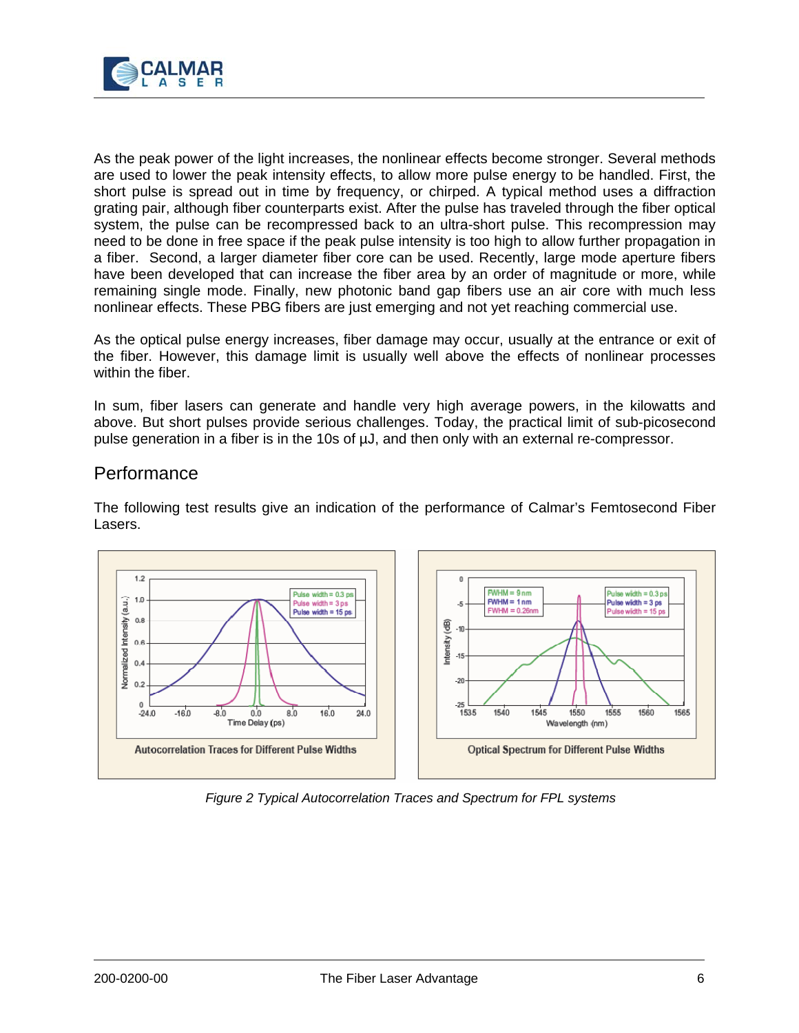As the peak power of the light increases, the nonlinear effects become stronger. Several methods are used to lower the peak intensity effects, to allow more pulse energy to be handled. First, the short pulse is spread out in time by frequency, or chirped. A typical method uses a diffraction grating pair, although fiber counterparts exist. After the pulse has traveled through the fiber optical system, the pulse can be recompressed back to an ultra-short pulse. This recompression may need to be done in free space if the peak pulse intensity is too high to allow further propagation in a fiber. Second, a larger diameter fiber core can be used. Recently, large mode aperture fibers have been developed that can increase the fiber area by an order of magnitude or more, while remaining single mode. Finally, new photonic band gap fibers use an air core with much less nonlinear effects. These PBG fibers are just emerging and not yet reaching commercial use.

As the optical pulse energy increases, fiber damage may occur, usually at the entrance or exit of the fiber. However, this damage limit is usually well above the effects of nonlinear processes within the fiber.

In sum, fiber lasers can generate and handle very high average powers, in the kilowatts and above. But short pulses provide serious challenges. Today, the practical limit of sub-picosecond pulse generation in a fiber is in the 10s of µJ, and then only with an external re-compressor.

## Performance

The following test results give an indication of the performance of Calmar's Femtosecond Fiber Lasers.

Autocorrelation Traces for Different Pulse Widths

Optical Spectrum for Different Pulse Widths

*Figure 2 Typical Autocorrelation Traces and Spectrum for FPL systems*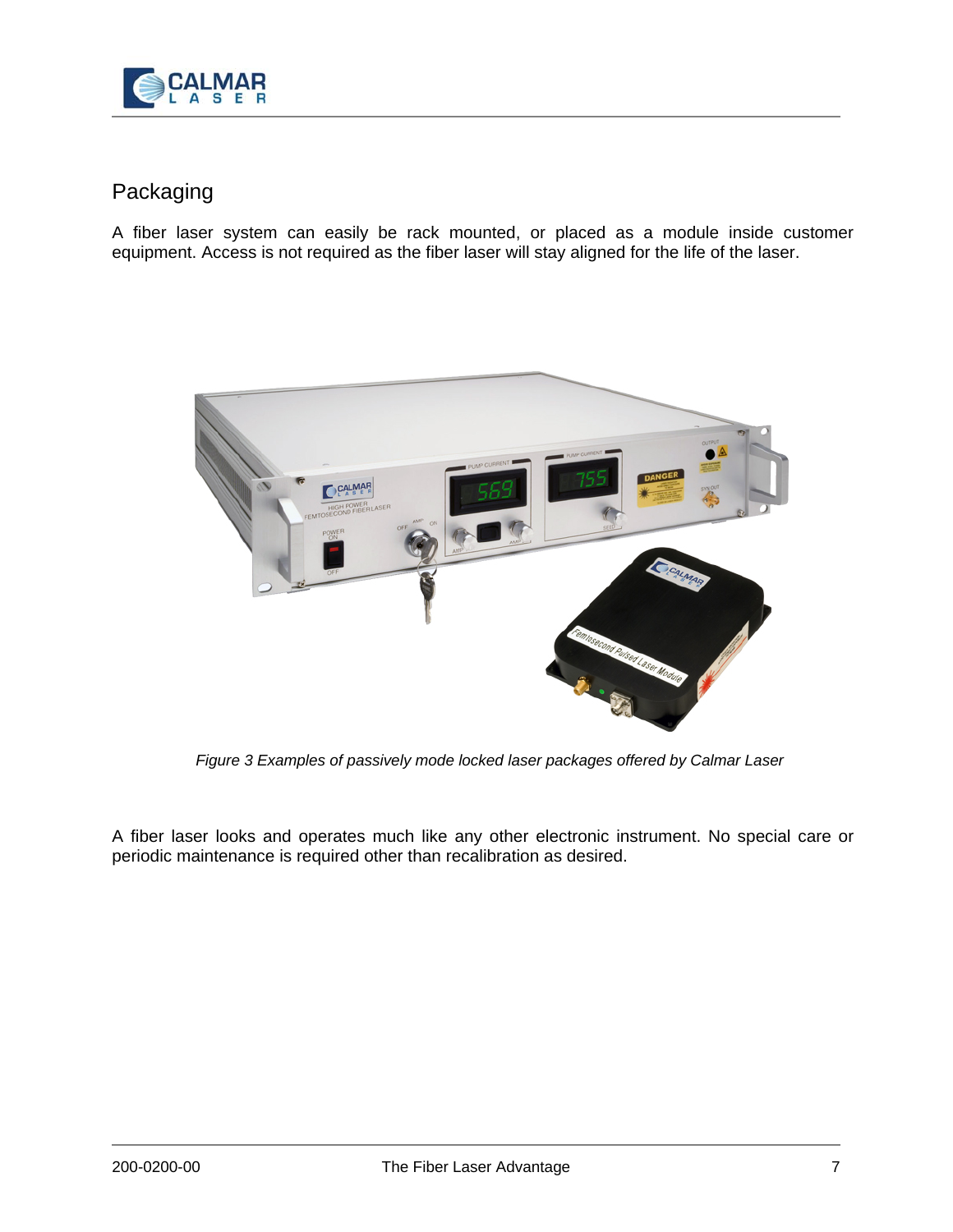## Packaging

A fiber laser system can easily be rack mounted, or placed as a module inside customer equipment. Access is not required as the fiber laser will stay aligned for the life of the laser.

*Figure 3 Examples of passively mode locked laser packages offered by Calmar Laser*

A fiber laser looks and operates much like any other electronic instrument. No special care or periodic maintenance is required other than recalibration as desired.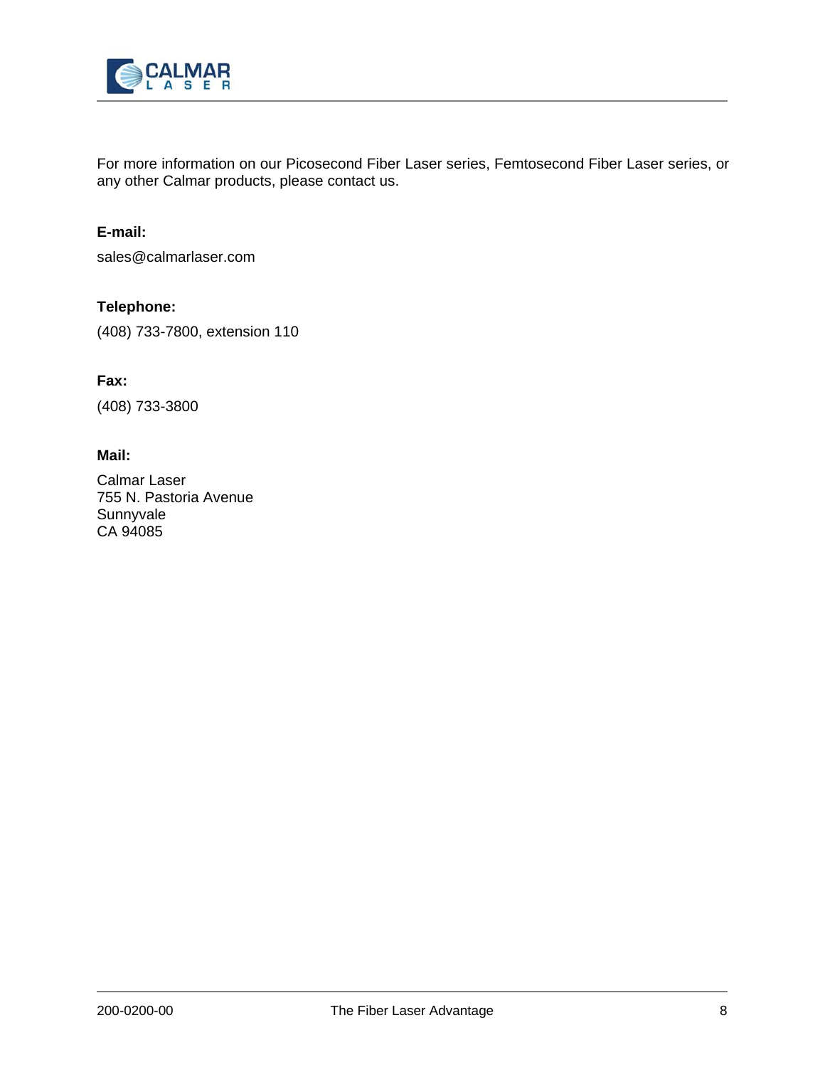For more information on our Picosecond Fiber Laser series, Femtosecond Fiber Laser series, or any other Calmar products, please contact us.

**E-mail:**

sales@calmarlaser.com

**Telephone:**

(408) 733-7800, extension 110

**Fax:**

(408) 733-3800

**Mail:**

Calmar Laser
755 N. Pastoria Avenue
Sunnyvale
CA 94085